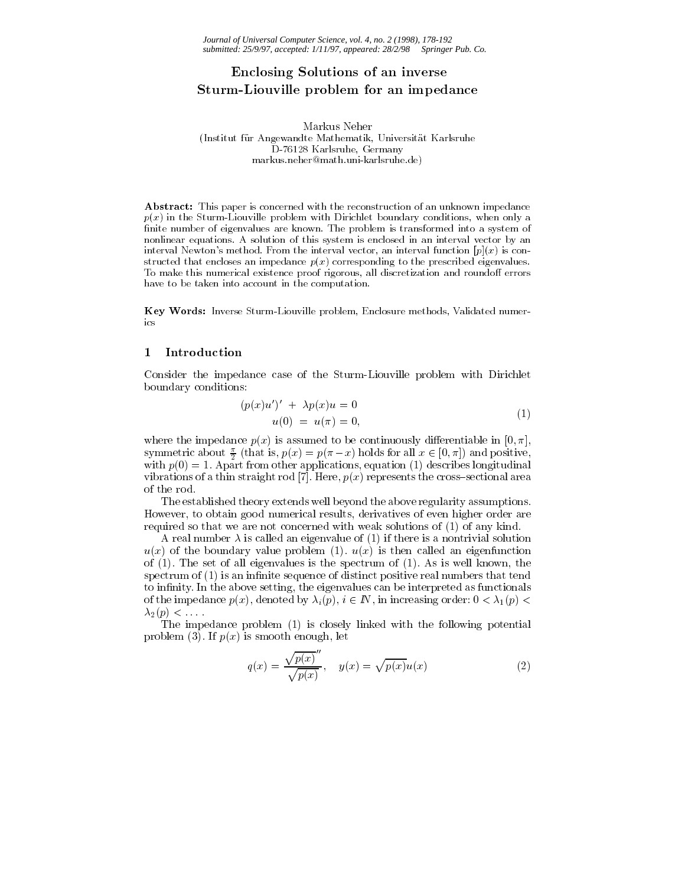# Enclosing Solutions of an inverse Sturm-Liouville problem for an impedance

Markus Neher
(Institut für Angewandte Mathematik, Universität Karlsruhe
D-76128 Karlsruhe, Germany
markus.neher@math.uni-karlsruhe.de)

**Abstract:** This paper is concerned with the reconstruction of an unknown impedance $p(x)$ in the Sturm-Liouville problem with Dirichlet boundary conditions, when only a finite number of eigenvalues are known. The problem is transformed into a system of nonlinear equations. A solution of this system is enclosed in an interval vector by an interval Newton's method. From the interval vector, an interval function $[p](x)$ is constructed that encloses an impedance $p(x)$ corresponding to the prescribed eigenvalues. To make this numerical existence proof rigorous, all discretization and roundoff errors have to be taken into account in the computation.

**Key Words:** Inverse Sturm-Liouville problem, Enclosure methods, Validated numerics

## 1 Introduction

Consider the impedance case of the Sturm-Liouville problem with Dirichlet boundary conditions:

$$
\begin{aligned}
(p(x)u')' \; + \; \lambda p(x)u &= 0 \\
u(0) \; = \; u(\pi) &= 0,
\end{aligned}
\tag{1}
$$

where the impedance $p(x)$ is assumed to be continuously differentiable in $[0, \pi]$, symmetric about $\frac{\pi}{2}$ (that is, $p(x) = p(\pi - x)$ holds for all $x \in [0, \pi]$) and positive, with $p(0) = 1$. Apart from other applications, equation (1) describes longitudinal vibrations of a thin straight rod [7]. Here, $p(x)$ represents the cross–sectional area of the rod.

The established theory extends well beyond the above regularity assumptions. However, to obtain good numerical results, derivatives of even higher order are required so that we are not concerned with weak solutions of (1) of any kind.

A real number $\lambda$ is called an eigenvalue of (1) if there is a nontrivial solution $u(x)$ of the boundary value problem (1). $u(x)$ is then called an eigenfunction of (1). The set of all eigenvalues is the spectrum of (1). As is well known, the spectrum of (1) is an infinite sequence of distinct positive real numbers that tend to infinity. In the above setting, the eigenvalues can be interpreted as functionals of the impedance $p(x)$, denoted by $\lambda_i(p)$, $i \in \mathbb{N}$, in increasing order: $0 < \lambda_1(p) < \lambda_2(p) < \ldots$ .

The impedance problem (1) is closely linked with the following potential problem (3). If $p(x)$ is smooth enough, let

$$
q(x) = \frac{\sqrt{p(x)}''}{\sqrt{p(x)}}, \quad y(x) = \sqrt{p(x)}u(x)
\tag{2}
$$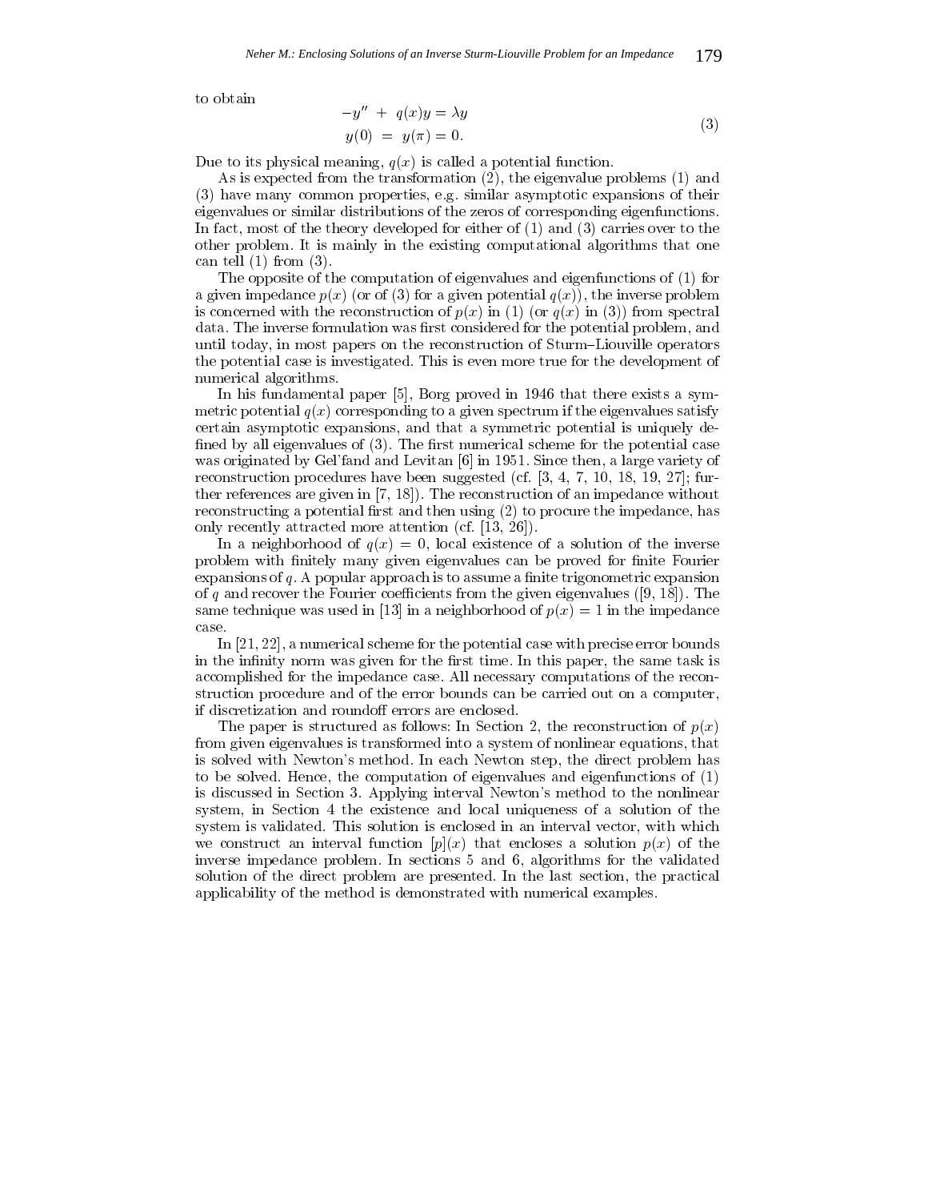to obtain

$$
\begin{aligned}
-y'' \;+\; q(x)y &= \lambda y \\
y(0) \;=\; y(\pi) &= 0.
\end{aligned}
\tag{3}
$$

Due to its physical meaning, $q(x)$ is called a potential function.

As is expected from the transformation (2), the eigenvalue problems (1) and (3) have many common properties, e.g. similar asymptotic expansions of their eigenvalues or similar distributions of the zeros of corresponding eigenfunctions. In fact, most of the theory developed for either of (1) and (3) carries over to the other problem. It is mainly in the existing computational algorithms that one can tell (1) from (3).

The opposite of the computation of eigenvalues and eigenfunctions of (1) for a given impedance $p(x)$ (or of (3) for a given potential $q(x)$), the inverse problem is concerned with the reconstruction of $p(x)$ in (1) (or $q(x)$ in (3)) from spectral data. The inverse formulation was first considered for the potential problem, and until today, in most papers on the reconstruction of Sturm–Liouville operators the potential case is investigated. This is even more true for the development of numerical algorithms.

In his fundamental paper [5], Borg proved in 1946 that there exists a symmetric potential $q(x)$ corresponding to a given spectrum if the eigenvalues satisfy certain asymptotic expansions, and that a symmetric potential is uniquely defined by all eigenvalues of (3). The first numerical scheme for the potential case was originated by Gel'fand and Levitan [6] in 1951. Since then, a large variety of reconstruction procedures have been suggested (cf. [3, 4, 7, 10, 18, 19, 27]; further references are given in [7, 18]). The reconstruction of an impedance without reconstructing a potential first and then using (2) to procure the impedance, has only recently attracted more attention (cf. [13, 26]).

In a neighborhood of $q(x) = 0$, local existence of a solution of the inverse problem with finitely many given eigenvalues can be proved for finite Fourier expansions of $q$. A popular approach is to assume a finite trigonometric expansion of $q$ and recover the Fourier coefficients from the given eigenvalues ([9, 18]). The same technique was used in [13] in a neighborhood of $p(x) = 1$ in the impedance case.

In [21, 22], a numerical scheme for the potential case with precise error bounds in the infinity norm was given for the first time. In this paper, the same task is accomplished for the impedance case. All necessary computations of the reconstruction procedure and of the error bounds can be carried out on a computer, if discretization and roundoff errors are enclosed.

The paper is structured as follows: In Section 2, the reconstruction of $p(x)$ from given eigenvalues is transformed into a system of nonlinear equations, that is solved with Newton's method. In each Newton step, the direct problem has to be solved. Hence, the computation of eigenvalues and eigenfunctions of (1) is discussed in Section 3. Applying interval Newton's method to the nonlinear system, in Section 4 the existence and local uniqueness of a solution of the system is validated. This solution is enclosed in an interval vector, with which we construct an interval function $[p](x)$ that encloses a solution $p(x)$ of the inverse impedance problem. In sections 5 and 6, algorithms for the validated solution of the direct problem are presented. In the last section, the practical applicability of the method is demonstrated with numerical examples.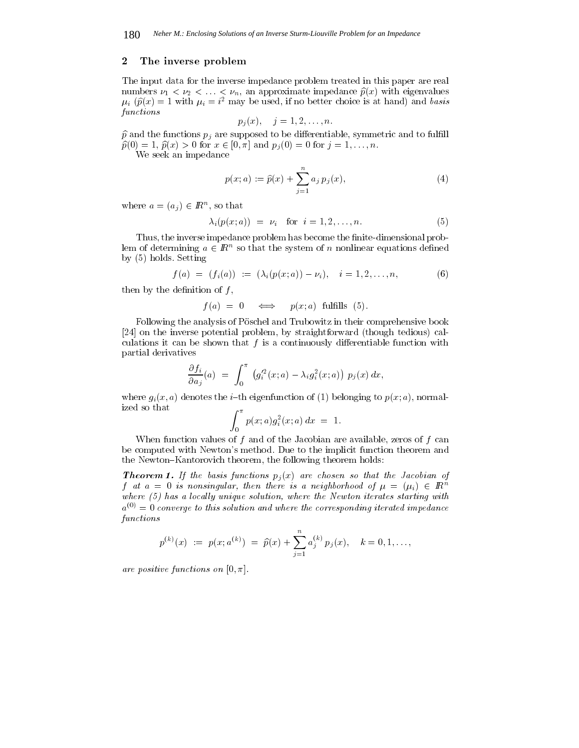## 2 The inverse problem

The input data for the inverse impedance problem treated in this paper are real numbers $\nu_1 < \nu_2 < \ldots < \nu_n$, an approximate impedance $\widehat{p}(x)$ with eigenvalues $\mu_i$ ($\widehat{p}(x) = 1$ with $\mu_i = i^2$ may be used, if no better choice is at hand) and *basis functions*

$$p_j(x), \quad j = 1, 2, \ldots, n.$$

$\widehat{p}$ and the functions $p_j$ are supposed to be differentiable, symmetric and to fulfill $\widehat{p}(0) = 1$, $\widehat{p}(x) > 0$ for $x \in [0, \pi]$ and $p_j(0) = 0$ for $j = 1, \ldots, n$.

We seek an impedance

$$p(x; a) := \widehat{p}(x) + \sum_{j=1}^{n} a_j \, p_j(x), \tag{4}$$

where $a = (a_j) \in I\!R^n$, so that

$$\lambda_i(p(x; a)) \;=\; \nu_i \quad \text{for} \;\; i = 1, 2, \ldots, n. \tag{5}$$

Thus, the inverse impedance problem has become the finite-dimensional problem of determining $a \in I\!R^n$ so that the system of $n$ nonlinear equations defined by (5) holds. Setting

$$f(a) \;=\; (f_i(a)) \;:=\; (\lambda_i(p(x; a)) - \nu_i), \quad i = 1, 2, \ldots, n, \tag{6}$$

then by the definition of $f$,

$$f(a) \;=\; 0 \quad \Longleftrightarrow \quad p(x; a) \;\; \text{fulfills} \;\; (5).$$

Following the analysis of Pöschel and Trubowitz in their comprehensive book [24] on the inverse potential problem, by straightforward (though tedious) calculations it can be shown that $f$ is a continuously differentiable function with partial derivatives

$$\frac{\partial f_i}{\partial a_j}(a) \;=\; \int_0^{\pi} \left( g_i'^2(x; a) - \lambda_i g_i^2(x; a) \right) \, p_j(x) \, dx,$$

where $g_i(x, a)$ denotes the $i$–th eigenfunction of (1) belonging to $p(x; a)$, normalized so that

$$\int_0^{\pi} p(x; a) g_i^2(x; a) \, dx \;=\; 1.$$

When function values of $f$ and of the Jacobian are available, zeros of $f$ can be computed with Newton's method. Due to the implicit function theorem and the Newton–Kantorovich theorem, the following theorem holds:

***Theorem 1.*** *If the basis functions $p_j(x)$ are chosen so that the Jacobian of $f$ at $a = 0$ is nonsingular, then there is a neighborhood of $\mu = (\mu_i) \in I\!R^n$ where (5) has a locally unique solution, where the Newton iterates starting with $a^{(0)} = 0$ converge to this solution and where the corresponding iterated impedance functions*

$$p^{(k)}(x) \;:=\; p(x; a^{(k)}) \;=\; \widehat{p}(x) + \sum_{j=1}^{n} a_j^{(k)} \, p_j(x), \quad k = 0, 1, \ldots,$$

*are positive functions on $[0, \pi]$.*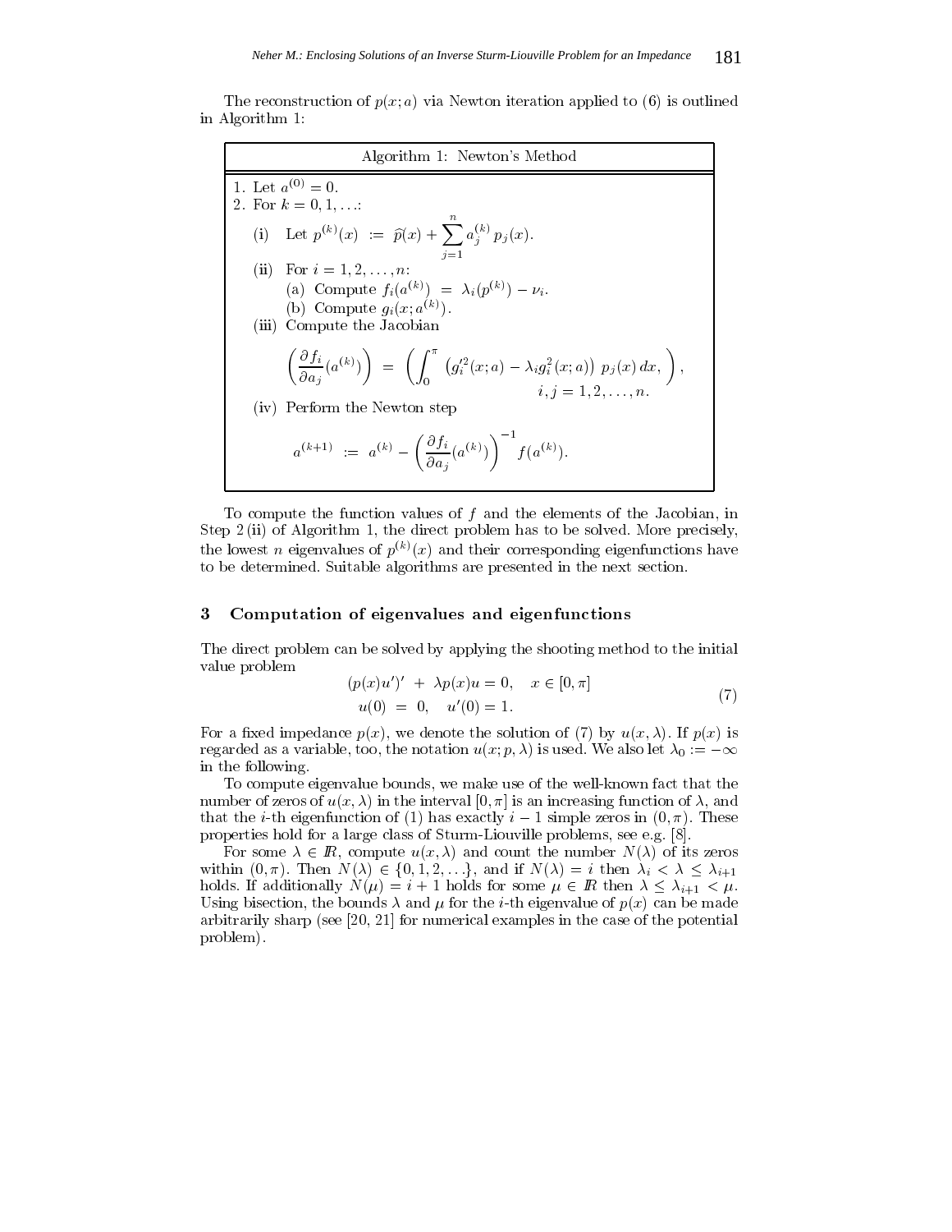The reconstruction of $p(x;a)$ via Newton iteration applied to (6) is outlined in Algorithm 1:

---

**Algorithm 1: Newton's Method**

1. Let $a^{(0)} = 0$.
2. For $k = 0, 1, \ldots$:

   (i) Let $p^{(k)}(x) \;:=\; \widehat{p}(x) + \sum_{j=1}^{n} a_j^{(k)}\, p_j(x)$.

   (ii) For $i = 1, 2, \ldots, n$:

   (a) Compute $f_i(a^{(k)}) \;=\; \lambda_i(p^{(k)}) - \nu_i$.

   (b) Compute $g_i(x; a^{(k)})$.

   (iii) Compute the Jacobian

$$\left(\frac{\partial f_i}{\partial a_j}(a^{(k)})\right) \;=\; \left(\int_0^\pi \left(g_i'^2(x;a) - \lambda_i g_i^2(x;a)\right) p_j(x)\, dx, \right), \qquad i, j = 1, 2, \ldots, n.$$

   (iv) Perform the Newton step

$$a^{(k+1)} \;:=\; a^{(k)} - \left(\frac{\partial f_i}{\partial a_j}(a^{(k)})\right)^{-1} f(a^{(k)}).$$

---

To compute the function values of $f$ and the elements of the Jacobian, in Step 2 (ii) of Algorithm 1, the direct problem has to be solved. More precisely, the lowest $n$ eigenvalues of $p^{(k)}(x)$ and their corresponding eigenfunctions have to be determined. Suitable algorithms are presented in the next section.

## 3 Computation of eigenvalues and eigenfunctions

The direct problem can be solved by applying the shooting method to the initial value problem

$$\begin{aligned} (p(x)u')' \;+\; \lambda p(x)u = 0, \quad x \in [0, \pi] \\ u(0) \;=\; 0, \quad u'(0) = 1. \end{aligned} \tag{7}$$

For a fixed impedance $p(x)$, we denote the solution of (7) by $u(x, \lambda)$. If $p(x)$ is regarded as a variable, too, the notation $u(x; p, \lambda)$ is used. We also let $\lambda_0 := -\infty$ in the following.

To compute eigenvalue bounds, we make use of the well-known fact that the number of zeros of $u(x, \lambda)$ in the interval $[0, \pi]$ is an increasing function of $\lambda$, and that the $i$-th eigenfunction of (1) has exactly $i - 1$ simple zeros in $(0, \pi)$. These properties hold for a large class of Sturm-Liouville problems, see e.g. [8].

For some $\lambda \in \mathbb{R}$, compute $u(x, \lambda)$ and count the number $N(\lambda)$ of its zeros within $(0, \pi)$. Then $N(\lambda) \in \{0, 1, 2, \ldots\}$, and if $N(\lambda) = i$ then $\lambda_i < \lambda \leq \lambda_{i+1}$ holds. If additionally $N(\mu) = i + 1$ holds for some $\mu \in \mathbb{R}$ then $\lambda \leq \lambda_{i+1} < \mu$. Using bisection, the bounds $\lambda$ and $\mu$ for the $i$-th eigenvalue of $p(x)$ can be made arbitrarily sharp (see [20, 21] for numerical examples in the case of the potential problem).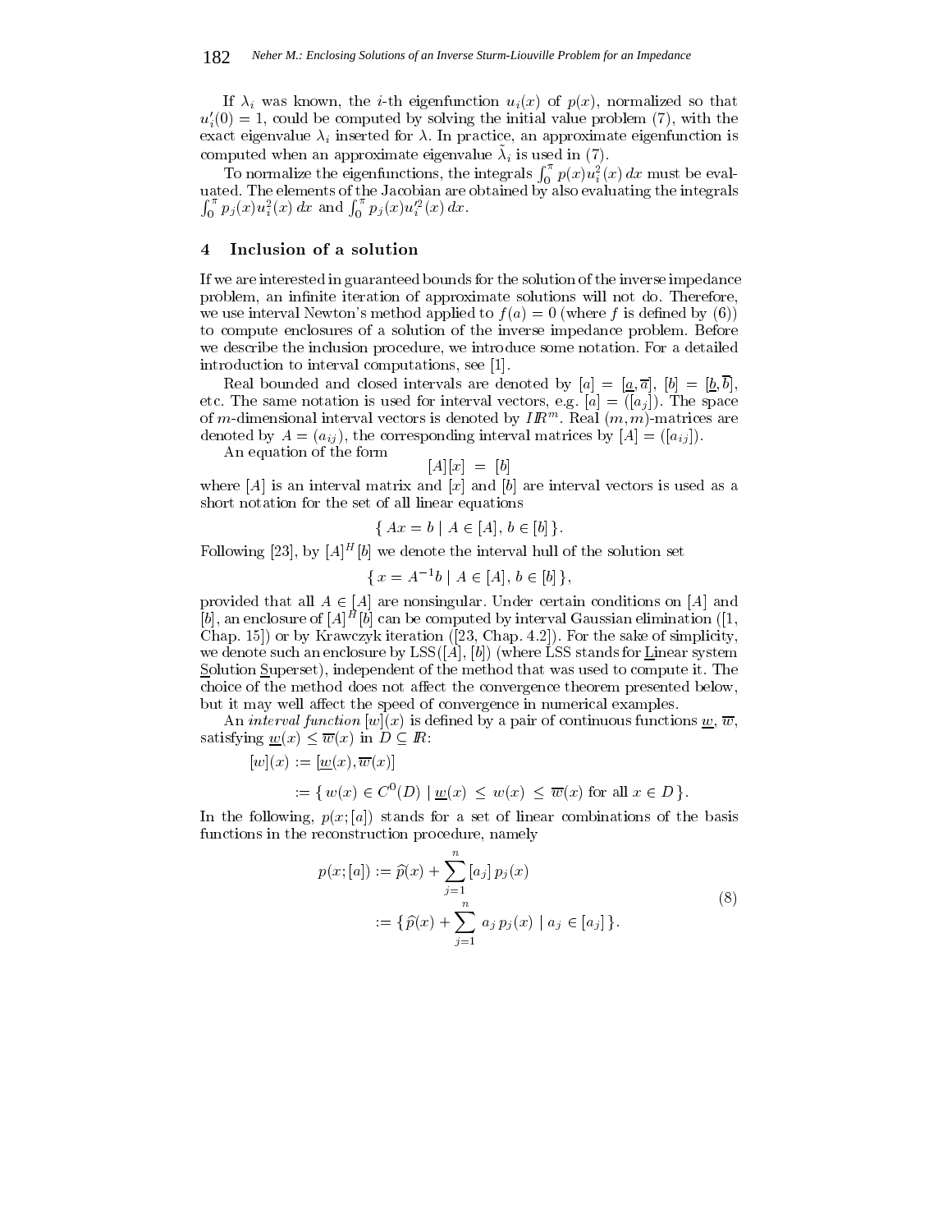If $\lambda_i$ was known, the $i$-th eigenfunction $u_i(x)$ of $p(x)$, normalized so that $u_i'(0) = 1$, could be computed by solving the initial value problem (7), with the exact eigenvalue $\lambda_i$ inserted for $\lambda$. In practice, an approximate eigenfunction is computed when an approximate eigenvalue $\tilde{\lambda}_i$ is used in (7).

To normalize the eigenfunctions, the integrals $\int_0^\pi p(x)u_i^2(x)\,dx$ must be evaluated. The elements of the Jacobian are obtained by also evaluating the integrals $\int_0^\pi p_j(x)u_i^2(x)\,dx$ and $\int_0^\pi p_j(x)u_i'^2(x)\,dx$.

## 4 Inclusion of a solution

If we are interested in guaranteed bounds for the solution of the inverse impedance problem, an infinite iteration of approximate solutions will not do. Therefore, we use interval Newton's method applied to $f(a) = 0$ (where $f$ is defined by (6)) to compute enclosures of a solution of the inverse impedance problem. Before we describe the inclusion procedure, we introduce some notation. For a detailed introduction to interval computations, see [1].

Real bounded and closed intervals are denoted by $[a] = [\underline{a}, \overline{a}]$, $[b] = [\underline{b}, \overline{b}]$, etc. The same notation is used for interval vectors, e.g. $[a] = ([a_j])$. The space of $m$-dimensional interval vectors is denoted by $I\!R^m$. Real $(m,m)$-matrices are denoted by $A = (a_{ij})$, the corresponding interval matrices by $[A] = ([a_{ij}])$.

An equation of the form

$$[A][x] \;=\; [b]$$

where $[A]$ is an interval matrix and $[x]$ and $[b]$ are interval vectors is used as a short notation for the set of all linear equations

$$\{\, Ax = b \mid A \in [A],\, b \in [b] \,\}.$$

Following [23], by $[A]^H[b]$ we denote the interval hull of the solution set

$$\{\, x = A^{-1}b \mid A \in [A],\, b \in [b] \,\},$$

provided that all $A \in [A]$ are nonsingular. Under certain conditions on $[A]$ and $[b]$, an enclosure of $[A]^H[b]$ can be computed by interval Gaussian elimination ([1, Chap. 15]) or by Krawczyk iteration ([23, Chap. 4.2]). For the sake of simplicity, we denote such an enclosure by LSS$([A],[b])$ (where LSS stands for Linear system Solution Superset), independent of the method that was used to compute it. The choice of the method does not affect the convergence theorem presented below, but it may well affect the speed of convergence in numerical examples.

An *interval function* $[w](x)$ is defined by a pair of continuous functions $\underline{w}$, $\overline{w}$, satisfying $\underline{w}(x) \le \overline{w}(x)$ in $D \subseteq I\!R$:

$$\begin{aligned}
[w](x) &:= [\underline{w}(x), \overline{w}(x)] \\
&:= \{\, w(x) \in C^0(D) \mid \underline{w}(x) \;\le\; w(x) \;\le\; \overline{w}(x) \text{ for all } x \in D \,\}.
\end{aligned}$$

In the following, $p(x;[a])$ stands for a set of linear combinations of the basis functions in the reconstruction procedure, namely

$$\begin{aligned}
p(x;[a]) &:= \widehat{p}(x) + \sum_{j=1}^{n} [a_j]\, p_j(x) \\
&:= \{\, \widehat{p}(x) + \sum_{j=1}^{n} a_j\, p_j(x) \mid a_j \in [a_j] \,\}.
\end{aligned} \tag{8}$$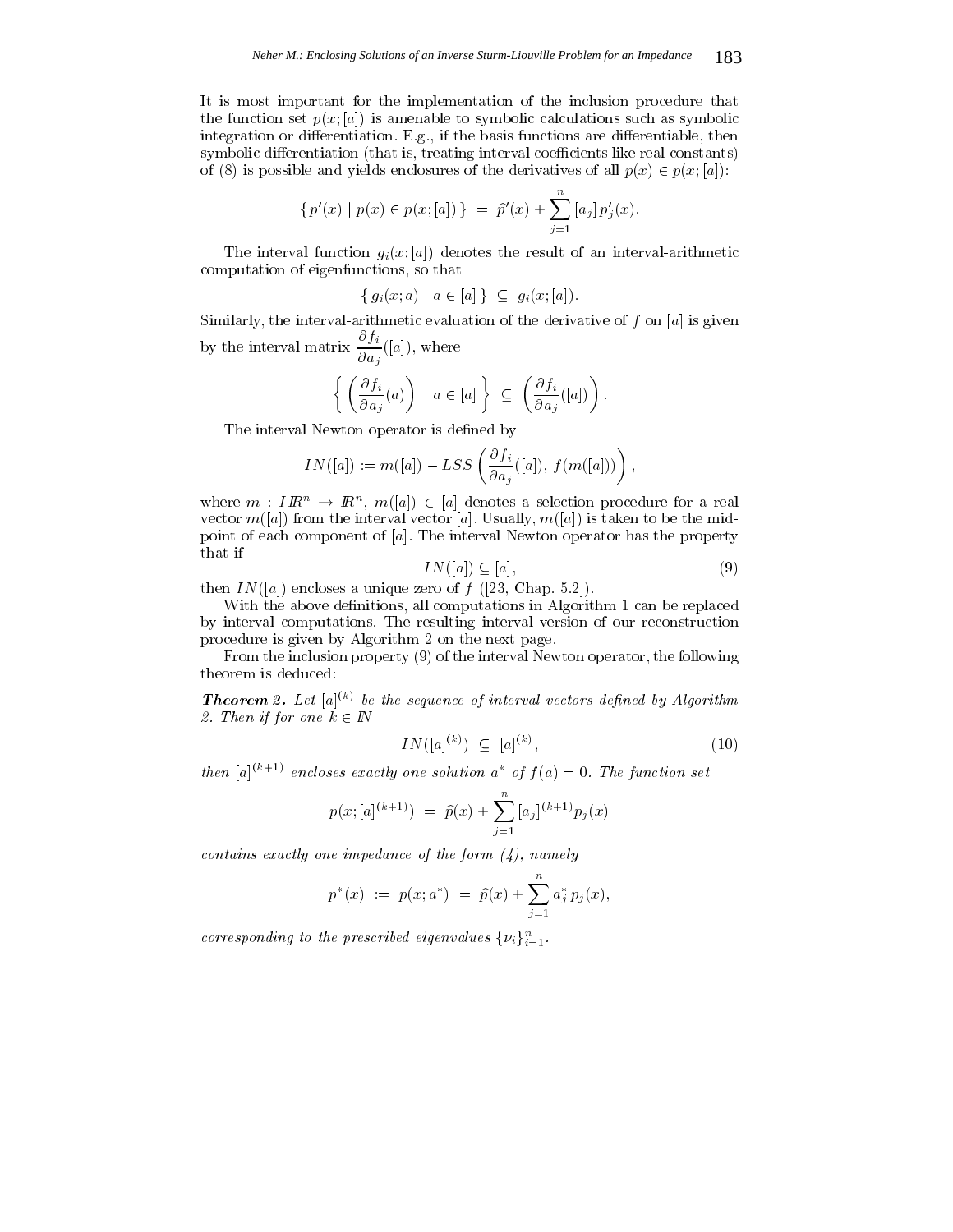It is most important for the implementation of the inclusion procedure that the function set $p(x;[a])$ is amenable to symbolic calculations such as symbolic integration or differentiation. E.g., if the basis functions are differentiable, then symbolic differentiation (that is, treating interval coefficients like real constants) of (8) is possible and yields enclosures of the derivatives of all $p(x) \in p(x;[a])$:

$$\{\, p'(x) \mid p(x) \in p(x;[a]) \,\} \;=\; \widehat{p}'(x) + \sum_{j=1}^{n} [a_j]\, p_j'(x).$$

The interval function $g_i(x;[a])$ denotes the result of an interval-arithmetic computation of eigenfunctions, so that

$$\{\, g_i(x;a) \mid a \in [a] \,\} \;\subseteq\; g_i(x;[a]).$$

Similarly, the interval-arithmetic evaluation of the derivative of $f$ on $[a]$ is given by the interval matrix $\dfrac{\partial f_i}{\partial a_j}([a])$, where

$$\left\{ \left( \frac{\partial f_i}{\partial a_j}(a) \right) \;\middle|\; a \in [a] \right\} \;\subseteq\; \left( \frac{\partial f_i}{\partial a_j}([a]) \right).$$

The interval Newton operator is defined by

$$IN([a]) := m([a]) - LSS\left( \frac{\partial f_i}{\partial a_j}([a]),\; f(m([a])) \right),$$

where $m : I\mathbb{R}^n \to \mathbb{R}^n$, $m([a]) \in [a]$ denotes a selection procedure for a real vector $m([a])$ from the interval vector $[a]$. Usually, $m([a])$ is taken to be the midpoint of each component of $[a]$. The interval Newton operator has the property that if

$$IN([a]) \subseteq [a], \tag{9}$$

then $IN([a])$ encloses a unique zero of $f$ ([23, Chap. 5.2]).

With the above definitions, all computations in Algorithm 1 can be replaced by interval computations. The resulting interval version of our reconstruction procedure is given by Algorithm 2 on the next page.

From the inclusion property (9) of the interval Newton operator, the following theorem is deduced:

***Theorem 2.*** *Let $[a]^{(k)}$ be the sequence of interval vectors defined by Algorithm 2. Then if for one $k \in \mathbb{N}$*

$$IN([a]^{(k)}) \;\subseteq\; [a]^{(k)}, \tag{10}$$

*then $[a]^{(k+1)}$ encloses exactly one solution $a^*$ of $f(a) = 0$. The function set*

$$p(x;[a]^{(k+1)}) \;=\; \widehat{p}(x) + \sum_{j=1}^{n} [a_j]^{(k+1)} p_j(x)$$

*contains exactly one impedance of the form (4), namely*

$$p^*(x) \;:=\; p(x;a^*) \;=\; \widehat{p}(x) + \sum_{j=1}^{n} a_j^*\, p_j(x),$$

*corresponding to the prescribed eigenvalues $\{\nu_i\}_{i=1}^{n}$.*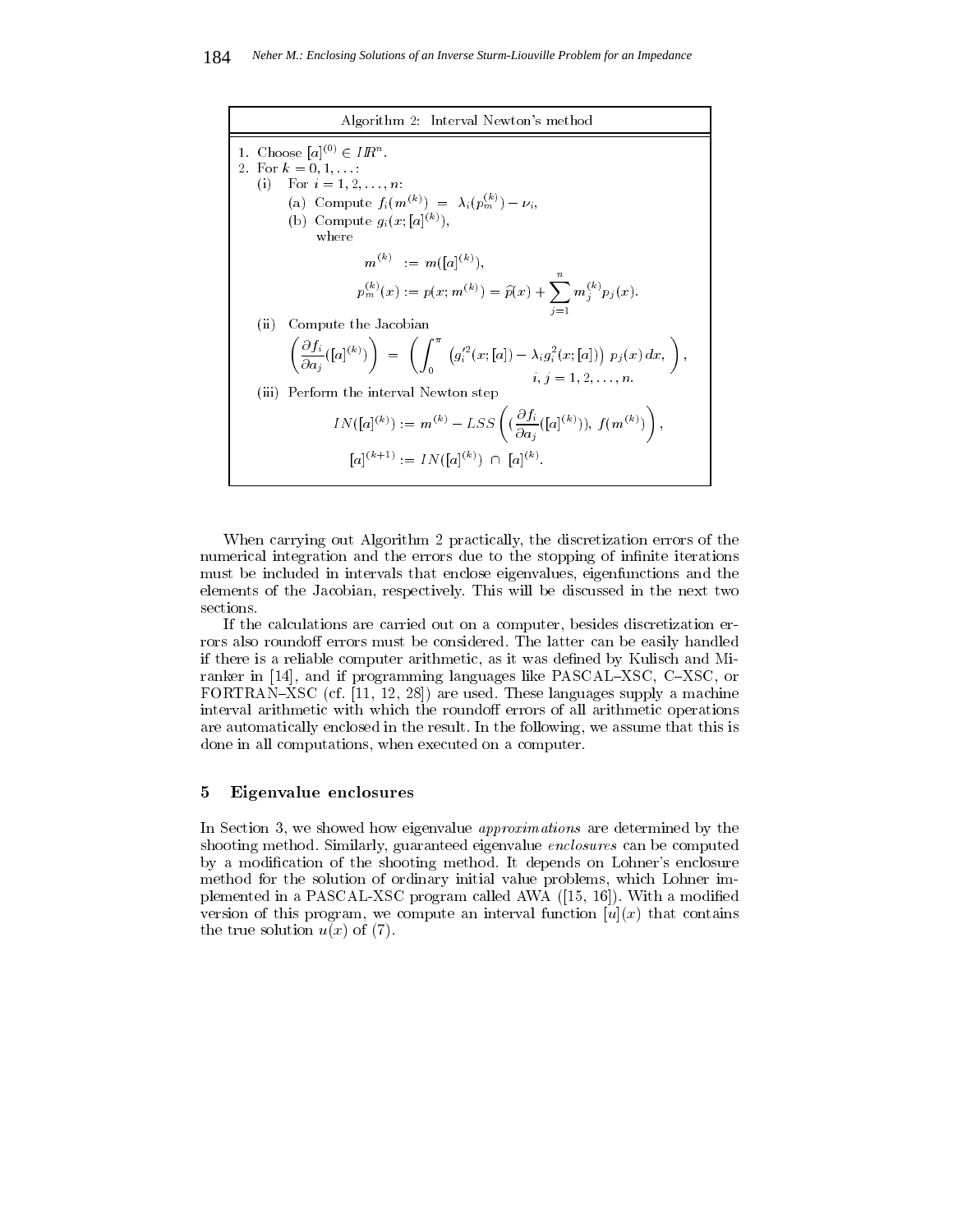**Algorithm 2: Interval Newton's method**

1. Choose $[a]^{(0)} \in I\!R^n$.
2. For $k = 0, 1, \ldots$:
   (i) For $i = 1, 2, \ldots, n$:
      (a) Compute $f_i(m^{(k)}) = \lambda_i(p_m^{(k)}) - \nu_i$,
      (b) Compute $g_i(x; [a]^{(k)})$,
      where

$$m^{(k)} := m([a]^{(k)}),$$

$$p_m^{(k)}(x) := p(x; m^{(k)}) = \widehat{p}(x) + \sum_{j=1}^{n} m_j^{(k)} p_j(x).$$

   (ii) Compute the Jacobian

$$\left(\frac{\partial f_i}{\partial a_j}([a]^{(k)})\right) = \left(\int_0^\pi \left(g_i'^2(x;[a]) - \lambda_i g_i^2(x;[a])\right) p_j(x)\, dx, \right), \quad i, j = 1, 2, \ldots, n.$$

   (iii) Perform the interval Newton step

$$IN([a]^{(k)}) := m^{(k)} - LSS\left( (\frac{\partial f_i}{\partial a_j}([a]^{(k)})),\ f(m^{(k)}) \right),$$

$$[a]^{(k+1)} := IN([a]^{(k)}) \cap [a]^{(k)}.$$

When carrying out Algorithm 2 practically, the discretization errors of the numerical integration and the errors due to the stopping of infinite iterations must be included in intervals that enclose eigenvalues, eigenfunctions and the elements of the Jacobian, respectively. This will be discussed in the next two sections.

If the calculations are carried out on a computer, besides discretization errors also roundoff errors must be considered. The latter can be easily handled if there is a reliable computer arithmetic, as it was defined by Kulisch and Miranker in [14], and if programming languages like PASCAL–XSC, C–XSC, or FORTRAN–XSC (cf. [11, 12, 28]) are used. These languages supply a machine interval arithmetic with which the roundoff errors of all arithmetic operations are automatically enclosed in the result. In the following, we assume that this is done in all computations, when executed on a computer.

## 5 Eigenvalue enclosures

In Section 3, we showed how eigenvalue *approximations* are determined by the shooting method. Similarly, guaranteed eigenvalue *enclosures* can be computed by a modification of the shooting method. It depends on Lohner's enclosure method for the solution of ordinary initial value problems, which Lohner implemented in a PASCAL-XSC program called AWA ([15, 16]). With a modified version of this program, we compute an interval function $[u](x)$ that contains the true solution $u(x)$ of (7).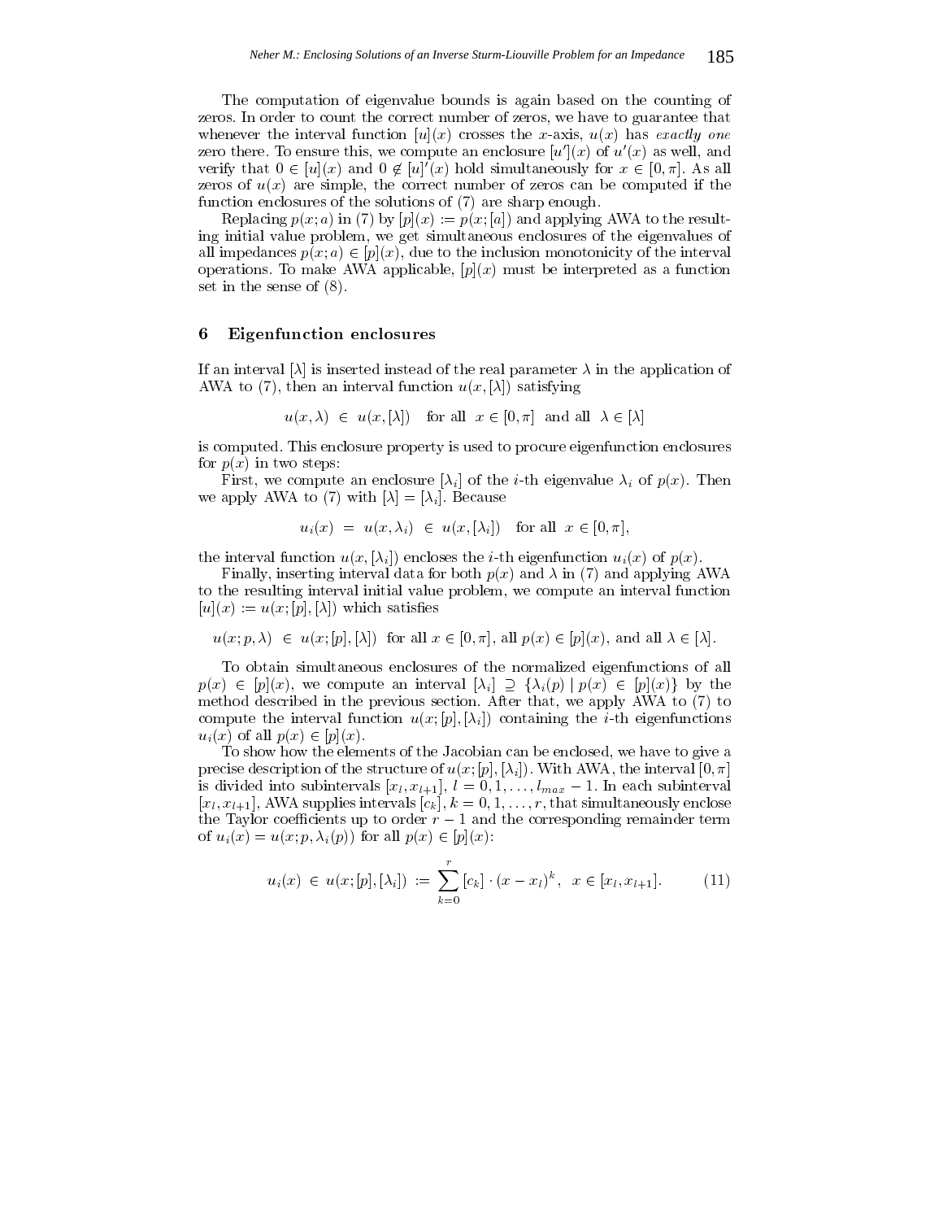The computation of eigenvalue bounds is again based on the counting of zeros. In order to count the correct number of zeros, we have to guarantee that whenever the interval function $[u](x)$ crosses the $x$-axis, $u(x)$ has *exactly one* zero there. To ensure this, we compute an enclosure $[u'](x)$ of $u'(x)$ as well, and verify that $0 \in [u](x)$ and $0 \notin [u]'(x)$ hold simultaneously for $x \in [0, \pi]$. As all zeros of $u(x)$ are simple, the correct number of zeros can be computed if the function enclosures of the solutions of (7) are sharp enough.

Replacing $p(x;a)$ in (7) by $[p](x) := p(x;[a])$ and applying AWA to the resulting initial value problem, we get simultaneous enclosures of the eigenvalues of all impedances $p(x;a) \in [p](x)$, due to the inclusion monotonicity of the interval operations. To make AWA applicable, $[p](x)$ must be interpreted as a function set in the sense of (8).

## 6 Eigenfunction enclosures

If an interval $[\lambda]$ is inserted instead of the real parameter $\lambda$ in the application of AWA to (7), then an interval function $u(x,[\lambda])$ satisfying

$$u(x, \lambda) \in u(x, [\lambda]) \quad \text{for all } x \in [0, \pi] \text{ and all } \lambda \in [\lambda]$$

is computed. This enclosure property is used to procure eigenfunction enclosures for $p(x)$ in two steps:

First, we compute an enclosure $[\lambda_i]$ of the $i$-th eigenvalue $\lambda_i$ of $p(x)$. Then we apply AWA to (7) with $[\lambda] = [\lambda_i]$. Because

$$u_i(x) = u(x, \lambda_i) \in u(x, [\lambda_i]) \quad \text{for all } x \in [0, \pi],$$

the interval function $u(x, [\lambda_i])$ encloses the $i$-th eigenfunction $u_i(x)$ of $p(x)$.

Finally, inserting interval data for both $p(x)$ and $\lambda$ in (7) and applying AWA to the resulting interval initial value problem, we compute an interval function $[u](x) := u(x; [p], [\lambda])$ which satisfies

$$u(x; p, \lambda) \in u(x; [p], [\lambda]) \text{ for all } x \in [0, \pi], \text{ all } p(x) \in [p](x), \text{ and all } \lambda \in [\lambda].$$

To obtain simultaneous enclosures of the normalized eigenfunctions of all $p(x) \in [p](x)$, we compute an interval $[\lambda_i] \supseteq \{\lambda_i(p) \mid p(x) \in [p](x)\}$ by the method described in the previous section. After that, we apply AWA to (7) to compute the interval function $u(x; [p], [\lambda_i])$ containing the $i$-th eigenfunctions $u_i(x)$ of all $p(x) \in [p](x)$.

To show how the elements of the Jacobian can be enclosed, we have to give a precise description of the structure of $u(x; [p], [\lambda_i])$. With AWA, the interval $[0, \pi]$ is divided into subintervals $[x_l, x_{l+1}]$, $l = 0, 1, \ldots, l_{max} - 1$. In each subinterval $[x_l, x_{l+1}]$, AWA supplies intervals $[c_k]$, $k = 0, 1, \ldots, r$, that simultaneously enclose the Taylor coefficients up to order $r - 1$ and the corresponding remainder term of $u_i(x) = u(x; p, \lambda_i(p))$ for all $p(x) \in [p](x)$:

$$u_i(x) \in u(x; [p], [\lambda_i]) := \sum_{k=0}^{r} [c_k] \cdot (x - x_l)^k, \quad x \in [x_l, x_{l+1}]. \tag{11}$$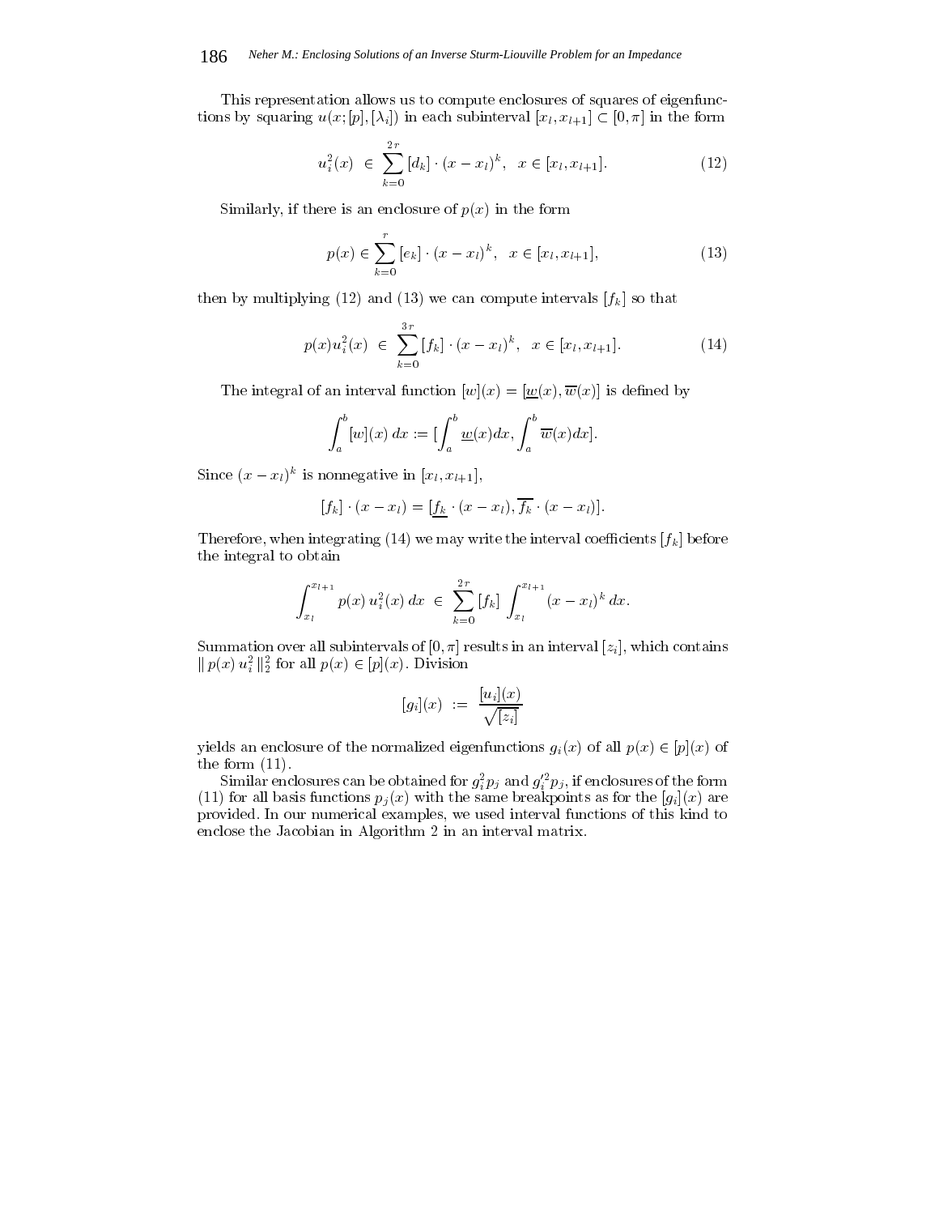This representation allows us to compute enclosures of squares of eigenfunctions by squaring $u(x;[p],[\lambda_i])$ in each subinterval $[x_l, x_{l+1}] \subset [0,\pi]$ in the form

$$u_i^2(x) \;\in\; \sum_{k=0}^{2r} [d_k] \cdot (x - x_l)^k, \quad x \in [x_l, x_{l+1}]. \tag{12}$$

Similarly, if there is an enclosure of $p(x)$ in the form

$$p(x) \in \sum_{k=0}^{r} [e_k] \cdot (x - x_l)^k, \quad x \in [x_l, x_{l+1}], \tag{13}$$

then by multiplying (12) and (13) we can compute intervals $[f_k]$ so that

$$p(x) u_i^2(x) \;\in\; \sum_{k=0}^{3r} [f_k] \cdot (x - x_l)^k, \quad x \in [x_l, x_{l+1}]. \tag{14}$$

The integral of an interval function $[w](x) = [\underline{w}(x), \overline{w}(x)]$ is defined by

$$\int_a^b [w](x)\, dx := [\int_a^b \underline{w}(x) dx, \int_a^b \overline{w}(x) dx].$$

Since $(x - x_l)^k$ is nonnegative in $[x_l, x_{l+1}]$,

$$[f_k] \cdot (x - x_l) = [\underline{f_k} \cdot (x - x_l), \overline{f_k} \cdot (x - x_l)].$$

Therefore, when integrating (14) we may write the interval coefficients $[f_k]$ before the integral to obtain

$$\int_{x_l}^{x_{l+1}} p(x)\, u_i^2(x)\, dx \;\in\; \sum_{k=0}^{2r} [f_k] \int_{x_l}^{x_{l+1}} (x - x_l)^k\, dx.$$

Summation over all subintervals of $[0,\pi]$ results in an interval $[z_i]$, which contains $\| p(x)\, u_i^2 \|_2^2$ for all $p(x) \in [p](x)$. Division

$$[g_i](x) \;:=\; \frac{[u_i](x)}{\sqrt{[z_i]}}$$

yields an enclosure of the normalized eigenfunctions $g_i(x)$ of all $p(x) \in [p](x)$ of the form (11).

Similar enclosures can be obtained for $g_i^2 p_j$ and $g_i'^2 p_j$, if enclosures of the form (11) for all basis functions $p_j(x)$ with the same breakpoints as for the $[g_i](x)$ are provided. In our numerical examples, we used interval functions of this kind to enclose the Jacobian in Algorithm 2 in an interval matrix.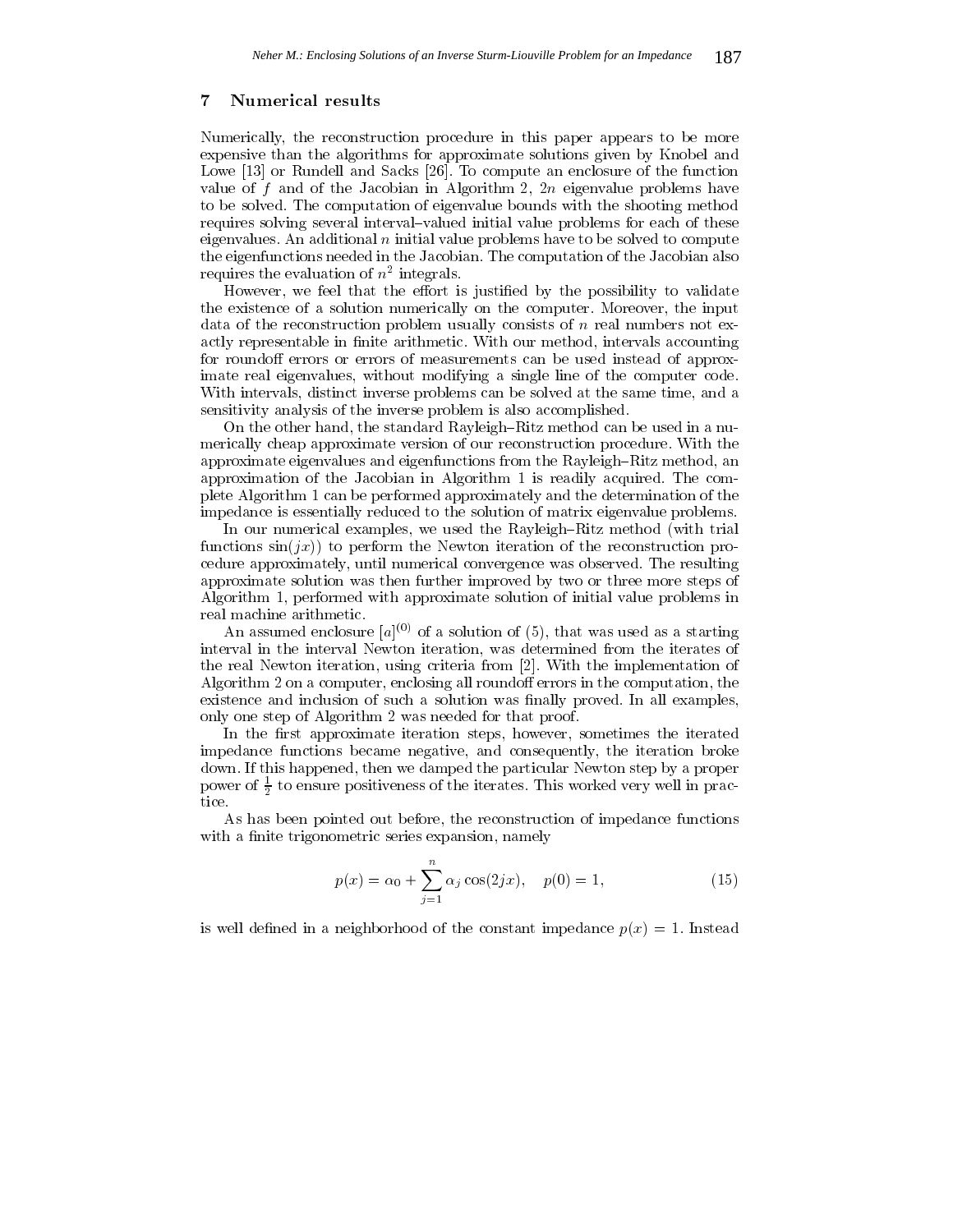## 7 Numerical results

Numerically, the reconstruction procedure in this paper appears to be more expensive than the algorithms for approximate solutions given by Knobel and Lowe [13] or Rundell and Sacks [26]. To compute an enclosure of the function value of $f$ and of the Jacobian in Algorithm 2, $2n$ eigenvalue problems have to be solved. The computation of eigenvalue bounds with the shooting method requires solving several interval–valued initial value problems for each of these eigenvalues. An additional $n$ initial value problems have to be solved to compute the eigenfunctions needed in the Jacobian. The computation of the Jacobian also requires the evaluation of $n^2$ integrals.

However, we feel that the effort is justified by the possibility to validate the existence of a solution numerically on the computer. Moreover, the input data of the reconstruction problem usually consists of $n$ real numbers not exactly representable in finite arithmetic. With our method, intervals accounting for roundoff errors or errors of measurements can be used instead of approximate real eigenvalues, without modifying a single line of the computer code. With intervals, distinct inverse problems can be solved at the same time, and a sensitivity analysis of the inverse problem is also accomplished.

On the other hand, the standard Rayleigh–Ritz method can be used in a numerically cheap approximate version of our reconstruction procedure. With the approximate eigenvalues and eigenfunctions from the Rayleigh–Ritz method, an approximation of the Jacobian in Algorithm 1 is readily acquired. The complete Algorithm 1 can be performed approximately and the determination of the impedance is essentially reduced to the solution of matrix eigenvalue problems.

In our numerical examples, we used the Rayleigh–Ritz method (with trial functions $\sin(jx)$) to perform the Newton iteration of the reconstruction procedure approximately, until numerical convergence was observed. The resulting approximate solution was then further improved by two or three more steps of Algorithm 1, performed with approximate solution of initial value problems in real machine arithmetic.

An assumed enclosure $[a]^{(0)}$ of a solution of (5), that was used as a starting interval in the interval Newton iteration, was determined from the iterates of the real Newton iteration, using criteria from [2]. With the implementation of Algorithm 2 on a computer, enclosing all roundoff errors in the computation, the existence and inclusion of such a solution was finally proved. In all examples, only one step of Algorithm 2 was needed for that proof.

In the first approximate iteration steps, however, sometimes the iterated impedance functions became negative, and consequently, the iteration broke down. If this happened, then we damped the particular Newton step by a proper power of $\frac{1}{2}$ to ensure positiveness of the iterates. This worked very well in practice.

As has been pointed out before, the reconstruction of impedance functions with a finite trigonometric series expansion, namely

$$p(x) = \alpha_0 + \sum_{j=1}^{n} \alpha_j \cos(2jx), \quad p(0) = 1, \tag{15}$$

is well defined in a neighborhood of the constant impedance $p(x) = 1$. Instead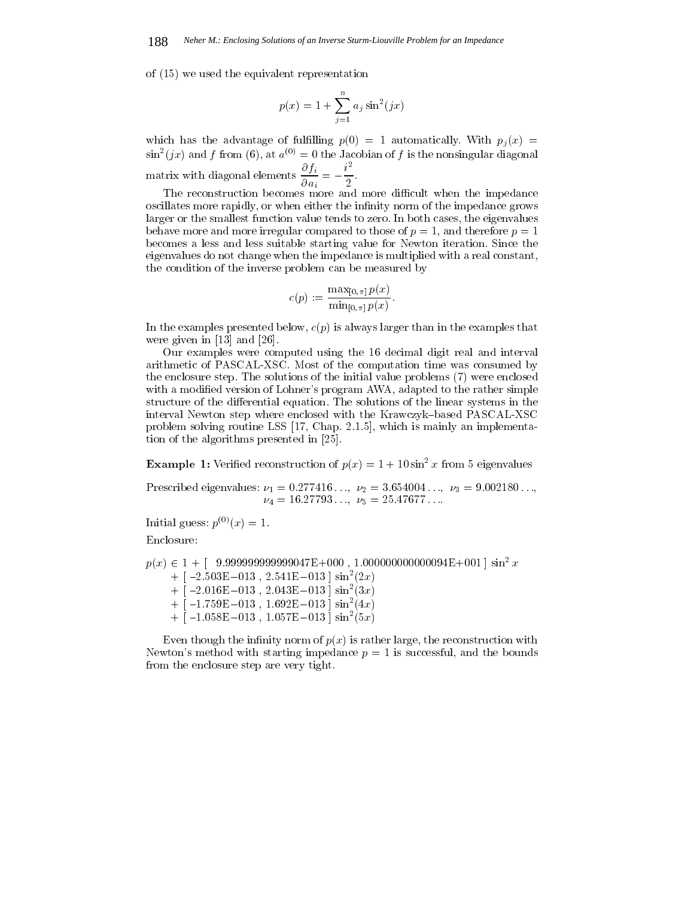of (15) we used the equivalent representation

$$p(x) = 1 + \sum_{j=1}^{n} a_j \sin^2(jx)$$

which has the advantage of fulfilling $p(0) = 1$ automatically. With $p_j(x) = \sin^2(jx)$ and $f$ from (6), at $a^{(0)} = 0$ the Jacobian of $f$ is the nonsingular diagonal matrix with diagonal elements $\dfrac{\partial f_i}{\partial a_i} = -\dfrac{i^2}{2}$.

The reconstruction becomes more and more difficult when the impedance oscillates more rapidly, or when either the infinity norm of the impedance grows larger or the smallest function value tends to zero. In both cases, the eigenvalues behave more and more irregular compared to those of $p = 1$, and therefore $p = 1$ becomes a less and less suitable starting value for Newton iteration. Since the eigenvalues do not change when the impedance is multiplied with a real constant, the condition of the inverse problem can be measured by

$$c(p) := \frac{\max_{[0,\pi]} p(x)}{\min_{[0,\pi]} p(x)}.$$

In the examples presented below, $c(p)$ is always larger than in the examples that were given in [13] and [26].

Our examples were computed using the 16 decimal digit real and interval arithmetic of PASCAL-XSC. Most of the computation time was consumed by the enclosure step. The solutions of the initial value problems (7) were enclosed with a modified version of Lohner's program AWA, adapted to the rather simple structure of the differential equation. The solutions of the linear systems in the interval Newton step where enclosed with the Krawczyk–based PASCAL-XSC problem solving routine LSS [17, Chap. 2.1.5], which is mainly an implementation of the algorithms presented in [25].

**Example 1:** Verified reconstruction of $p(x) = 1 + 10 \sin^2 x$ from 5 eigenvalues

Prescribed eigenvalues: $\nu_1 = 0.277416\ldots$, $\nu_2 = 3.654004\ldots$, $\nu_3 = 9.002180\ldots$, $\nu_4 = 16.27793\ldots$, $\nu_5 = 25.47677\ldots$.

Initial guess: $p^{(0)}(x) = 1$.

Enclosure:

$$\begin{aligned}
p(x) \in 1 &+ [\ 9.999999999999047\text{E}{+}000\ ,\ 1.000000000000094\text{E}{+}001\ ]\ \sin^2 x \\
&+ [\ -2.503\text{E}{-}013\ ,\ 2.541\text{E}{-}013\ ]\ \sin^2(2x) \\
&+ [\ -2.016\text{E}{-}013\ ,\ 2.043\text{E}{-}013\ ]\ \sin^2(3x) \\
&+ [\ -1.759\text{E}{-}013\ ,\ 1.692\text{E}{-}013\ ]\ \sin^2(4x) \\
&+ [\ -1.058\text{E}{-}013\ ,\ 1.057\text{E}{-}013\ ]\ \sin^2(5x)
\end{aligned}$$

Even though the infinity norm of $p(x)$ is rather large, the reconstruction with Newton's method with starting impedance $p = 1$ is successful, and the bounds from the enclosure step are very tight.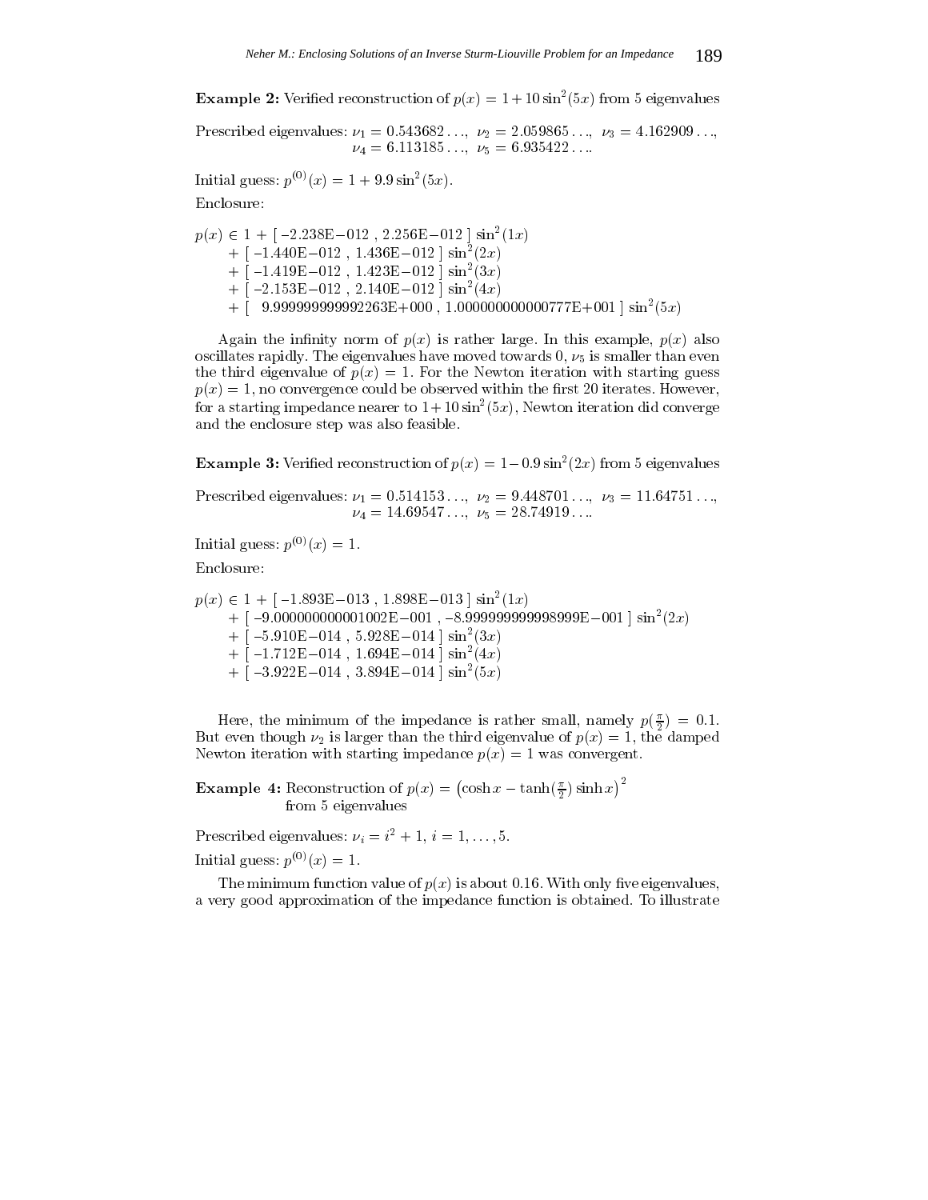**Example 2:** Verified reconstruction of $p(x) = 1 + 10\sin^2(5x)$ from 5 eigenvalues

Prescribed eigenvalues: $\nu_1 = 0.543682\ldots$, $\nu_2 = 2.059865\ldots$, $\nu_3 = 4.162909\ldots$,
$\nu_4 = 6.113185\ldots$, $\nu_5 = 6.935422\ldots$.

Initial guess: $p^{(0)}(x) = 1 + 9.9\sin^2(5x)$.

Enclosure:

$$
\begin{aligned}
p(x) \in 1 &+ [\,-2.238\text{E}{-012}\ ,\ 2.256\text{E}{-012}\,]\ \sin^2(1x) \\
&+ [\,-1.440\text{E}{-012}\ ,\ 1.436\text{E}{-012}\,]\ \sin^2(2x) \\
&+ [\,-1.419\text{E}{-012}\ ,\ 1.423\text{E}{-012}\,]\ \sin^2(3x) \\
&+ [\,-2.153\text{E}{-012}\ ,\ 2.140\text{E}{-012}\,]\ \sin^2(4x) \\
&+ [\ \ 9.999999999992263\text{E}{+000}\ ,\ 1.000000000000777\text{E}{+001}\,]\ \sin^2(5x)
\end{aligned}
$$

Again the infinity norm of $p(x)$ is rather large. In this example, $p(x)$ also oscillates rapidly. The eigenvalues have moved towards 0, $\nu_5$ is smaller than even the third eigenvalue of $p(x) = 1$. For the Newton iteration with starting guess $p(x) = 1$, no convergence could be observed within the first 20 iterates. However, for a starting impedance nearer to $1 + 10\sin^2(5x)$, Newton iteration did converge and the enclosure step was also feasible.

**Example 3:** Verified reconstruction of $p(x) = 1 - 0.9\sin^2(2x)$ from 5 eigenvalues

Prescribed eigenvalues: $\nu_1 = 0.514153\ldots$, $\nu_2 = 9.448701\ldots$, $\nu_3 = 11.64751\ldots$,
$\nu_4 = 14.69547\ldots$, $\nu_5 = 28.74919\ldots$.

Initial guess: $p^{(0)}(x) = 1$.

Enclosure:

$$
\begin{aligned}
p(x) \in 1 &+ [\,-1.893\text{E}{-013}\ ,\ 1.898\text{E}{-013}\,]\ \sin^2(1x) \\
&+ [\,-9.000000000001002\text{E}{-001}\ ,\ -8.999999999998999\text{E}{-001}\,]\ \sin^2(2x) \\
&+ [\,-5.910\text{E}{-014}\ ,\ 5.928\text{E}{-014}\,]\ \sin^2(3x) \\
&+ [\,-1.712\text{E}{-014}\ ,\ 1.694\text{E}{-014}\,]\ \sin^2(4x) \\
&+ [\,-3.922\text{E}{-014}\ ,\ 3.894\text{E}{-014}\,]\ \sin^2(5x)
\end{aligned}
$$

Here, the minimum of the impedance is rather small, namely $p(\frac{\pi}{2}) = 0.1$. But even though $\nu_2$ is larger than the third eigenvalue of $p(x) = 1$, the damped Newton iteration with starting impedance $p(x) = 1$ was convergent.

**Example 4:** Reconstruction of $p(x) = \left(\cosh x - \tanh(\frac{\pi}{2})\sinh x\right)^2$ from 5 eigenvalues

Prescribed eigenvalues: $\nu_i = i^2 + 1$, $i = 1, \ldots, 5$.

Initial guess: $p^{(0)}(x) = 1$.

The minimum function value of $p(x)$ is about 0.16. With only five eigenvalues, a very good approximation of the impedance function is obtained. To illustrate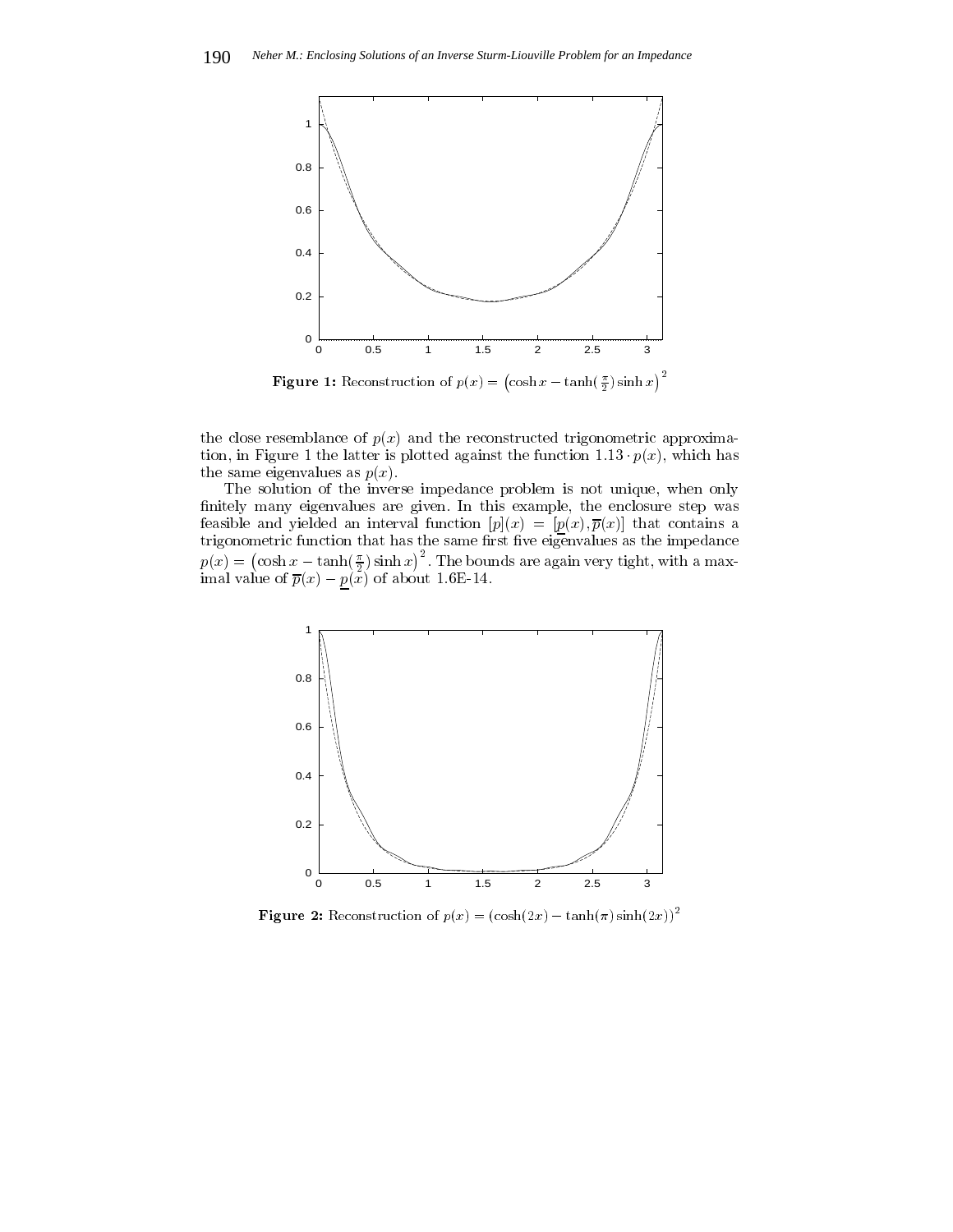**Figure 1:** Reconstruction of $p(x) = \left(\cosh x - \tanh(\frac{\pi}{2}) \sinh x\right)^2$

the close resemblance of $p(x)$ and the reconstructed trigonometric approximation, in Figure 1 the latter is plotted against the function $1.13 \cdot p(x)$, which has the same eigenvalues as $p(x)$.

The solution of the inverse impedance problem is not unique, when only finitely many eigenvalues are given. In this example, the enclosure step was feasible and yielded an interval function $[p](x) = [\underline{p}(x), \overline{p}(x)]$ that contains a trigonometric function that has the same first five eigenvalues as the impedance $p(x) = \left(\cosh x - \tanh(\frac{\pi}{2}) \sinh x\right)^2$. The bounds are again very tight, with a maximal value of $\overline{p}(x) - \underline{p}(x)$ of about 1.6E-14.

**Figure 2:** Reconstruction of $p(x) = (\cosh(2x) - \tanh(\pi) \sinh(2x))^2$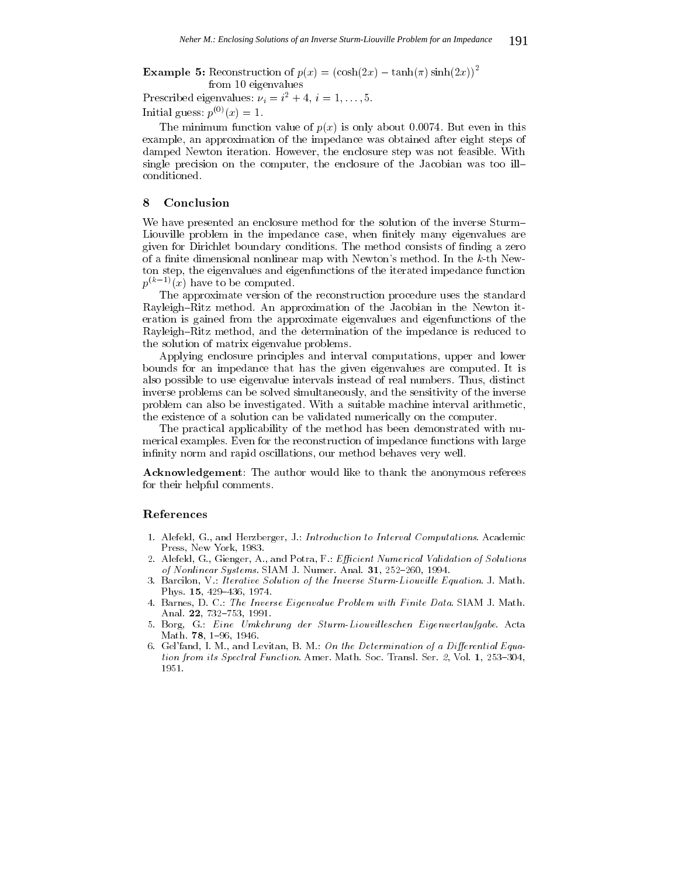**Example 5:** Reconstruction of $p(x) = (\cosh(2x) - \tanh(\pi)\sinh(2x))^2$ from 10 eigenvalues

Prescribed eigenvalues: $\nu_i = i^2 + 4$, $i = 1, \ldots, 5$.

Initial guess: $p^{(0)}(x) = 1$.

The minimum function value of $p(x)$ is only about 0.0074. But even in this example, an approximation of the impedance was obtained after eight steps of damped Newton iteration. However, the enclosure step was not feasible. With single precision on the computer, the enclosure of the Jacobian was too ill–conditioned.

## 8 Conclusion

We have presented an enclosure method for the solution of the inverse Sturm–Liouville problem in the impedance case, when finitely many eigenvalues are given for Dirichlet boundary conditions. The method consists of finding a zero of a finite dimensional nonlinear map with Newton's method. In the $k$-th Newton step, the eigenvalues and eigenfunctions of the iterated impedance function $p^{(k-1)}(x)$ have to be computed.

The approximate version of the reconstruction procedure uses the standard Rayleigh–Ritz method. An approximation of the Jacobian in the Newton iteration is gained from the approximate eigenvalues and eigenfunctions of the Rayleigh–Ritz method, and the determination of the impedance is reduced to the solution of matrix eigenvalue problems.

Applying enclosure principles and interval computations, upper and lower bounds for an impedance that has the given eigenvalues are computed. It is also possible to use eigenvalue intervals instead of real numbers. Thus, distinct inverse problems can be solved simultaneously, and the sensitivity of the inverse problem can also be investigated. With a suitable machine interval arithmetic, the existence of a solution can be validated numerically on the computer.

The practical applicability of the method has been demonstrated with numerical examples. Even for the reconstruction of impedance functions with large infinity norm and rapid oscillations, our method behaves very well.

**Acknowledgement**: The author would like to thank the anonymous referees for their helpful comments.

## References

1. Alefeld, G., and Herzberger, J.: *Introduction to Interval Computations*. Academic Press, New York, 1983.
2. Alefeld, G., Gienger, A., and Potra, F.: *Efficient Numerical Validation of Solutions of Nonlinear Systems*. SIAM J. Numer. Anal. **31**, 252–260, 1994.
3. Barcilon, V.: *Iterative Solution of the Inverse Sturm-Liouville Equation*. J. Math. Phys. **15**, 429–436, 1974.
4. Barnes, D. C.: *The Inverse Eigenvalue Problem with Finite Data*. SIAM J. Math. Anal. **22**, 732–753, 1991.
5. Borg, G.: *Eine Umkehrung der Sturm-Liouvilleschen Eigenwertaufgabe*. Acta Math. **78**, 1–96, 1946.
6. Gel'fand, I. M., and Levitan, B. M.: *On the Determination of a Differential Equation from its Spectral Function*. Amer. Math. Soc. Transl. Ser. *2*, Vol. **1**, 253–304, 1951.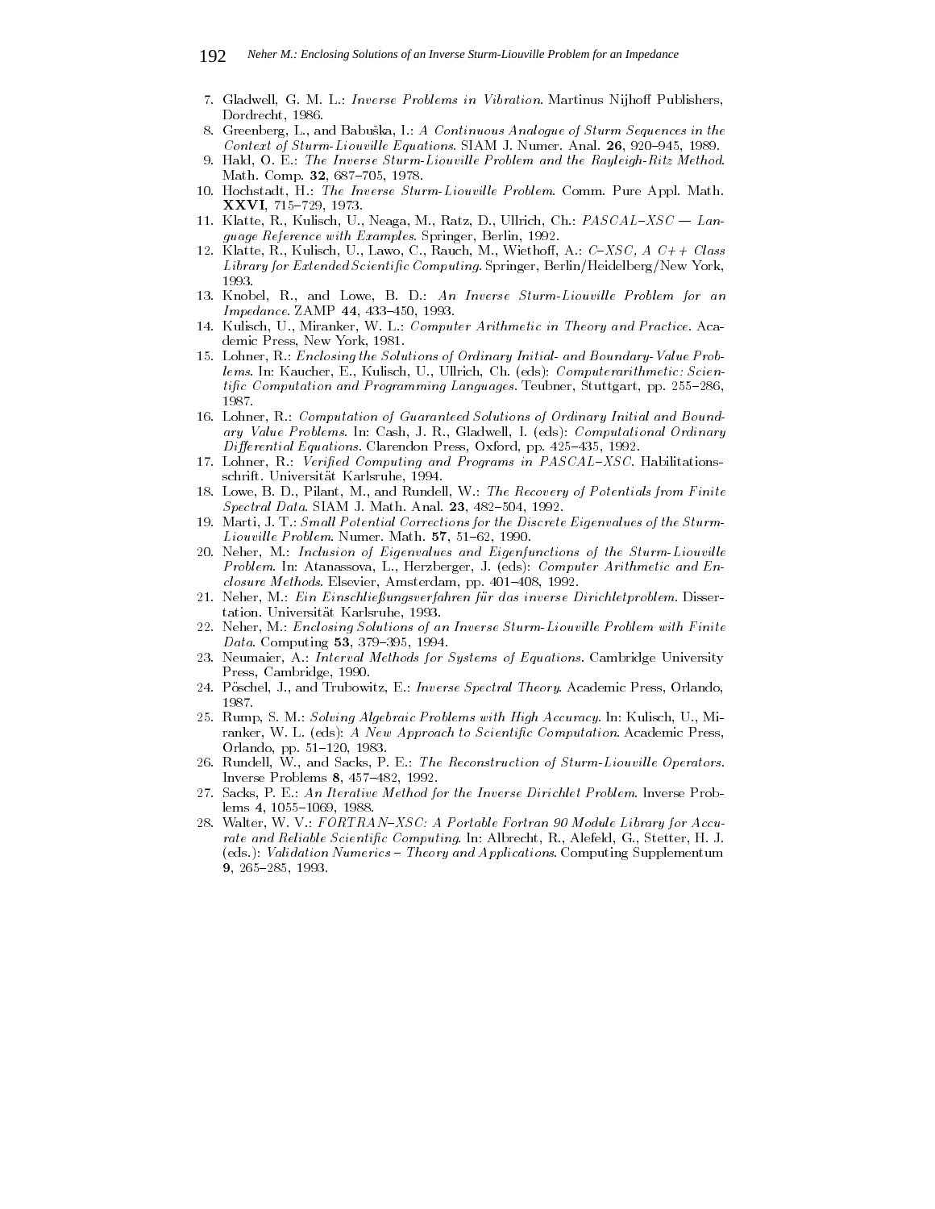7. Gladwell, G. M. L.: *Inverse Problems in Vibration*. Martinus Nijhoff Publishers, Dordrecht, 1986.
8. Greenberg, L., and Babuška, I.: *A Continuous Analogue of Sturm Sequences in the Context of Sturm-Liouville Equations*. SIAM J. Numer. Anal. **26**, 920–945, 1989.
9. Hald, O. E.: *The Inverse Sturm-Liouville Problem and the Rayleigh-Ritz Method*. Math. Comp. **32**, 687–705, 1978.
10. Hochstadt, H.: *The Inverse Sturm-Liouville Problem*. Comm. Pure Appl. Math. **XXVI**, 715–729, 1973.
11. Klatte, R., Kulisch, U., Neaga, M., Ratz, D., Ullrich, Ch.: *PASCAL–XSC — Language Reference with Examples*. Springer, Berlin, 1992.
12. Klatte, R., Kulisch, U., Lawo, C., Rauch, M., Wiethoff, A.: *C–XSC, A C++ Class Library for Extended Scientific Computing*. Springer, Berlin/Heidelberg/New York, 1993.
13. Knobel, R., and Lowe, B. D.: *An Inverse Sturm-Liouville Problem for an Impedance*. ZAMP **44**, 433–450, 1993.
14. Kulisch, U., Miranker, W. L.: *Computer Arithmetic in Theory and Practice*. Academic Press, New York, 1981.
15. Lohner, R.: *Enclosing the Solutions of Ordinary Initial- and Boundary-Value Problems*. In: Kaucher, E., Kulisch, U., Ullrich, Ch. (eds): *Computerarithmetic: Scientific Computation and Programming Languages*. Teubner, Stuttgart, pp. 255–286, 1987.
16. Lohner, R.: *Computation of Guaranteed Solutions of Ordinary Initial and Boundary Value Problems*. In: Cash, J. R., Gladwell, I. (eds): *Computational Ordinary Differential Equations*. Clarendon Press, Oxford, pp. 425–435, 1992.
17. Lohner, R.: *Verified Computing and Programs in PASCAL–XSC*. Habilitationsschrift. Universität Karlsruhe, 1994.
18. Lowe, B. D., Pilant, M., and Rundell, W.: *The Recovery of Potentials from Finite Spectral Data*. SIAM J. Math. Anal. **23**, 482–504, 1992.
19. Marti, J. T.: *Small Potential Corrections for the Discrete Eigenvalues of the Sturm-Liouville Problem*. Numer. Math. **57**, 51–62, 1990.
20. Neher, M.: *Inclusion of Eigenvalues and Eigenfunctions of the Sturm-Liouville Problem*. In: Atanassova, L., Herzberger, J. (eds): *Computer Arithmetic and Enclosure Methods*. Elsevier, Amsterdam, pp. 401–408, 1992.
21. Neher, M.: *Ein Einschließungsverfahren für das inverse Dirichletproblem*. Dissertation. Universität Karlsruhe, 1993.
22. Neher, M.: *Enclosing Solutions of an Inverse Sturm-Liouville Problem with Finite Data*. Computing **53**, 379–395, 1994.
23. Neumaier, A.: *Interval Methods for Systems of Equations*. Cambridge University Press, Cambridge, 1990.
24. Pöschel, J., and Trubowitz, E.: *Inverse Spectral Theory*. Academic Press, Orlando, 1987.
25. Rump, S. M.: *Solving Algebraic Problems with High Accuracy*. In: Kulisch, U., Miranker, W. L. (eds): *A New Approach to Scientific Computation*. Academic Press, Orlando, pp. 51–120, 1983.
26. Rundell, W., and Sacks, P. E.: *The Reconstruction of Sturm-Liouville Operators*. Inverse Problems **8**, 457–482, 1992.
27. Sacks, P. E.: *An Iterative Method for the Inverse Dirichlet Problem*. Inverse Problems **4**, 1055–1069, 1988.
28. Walter, W. V.: *FORTRAN–XSC: A Portable Fortran 90 Module Library for Accurate and Reliable Scientific Computing*. In: Albrecht, R., Alefeld, G., Stetter, H. J. (eds.): *Validation Numerics – Theory and Applications*. Computing Supplementum **9**, 265–285, 1993.